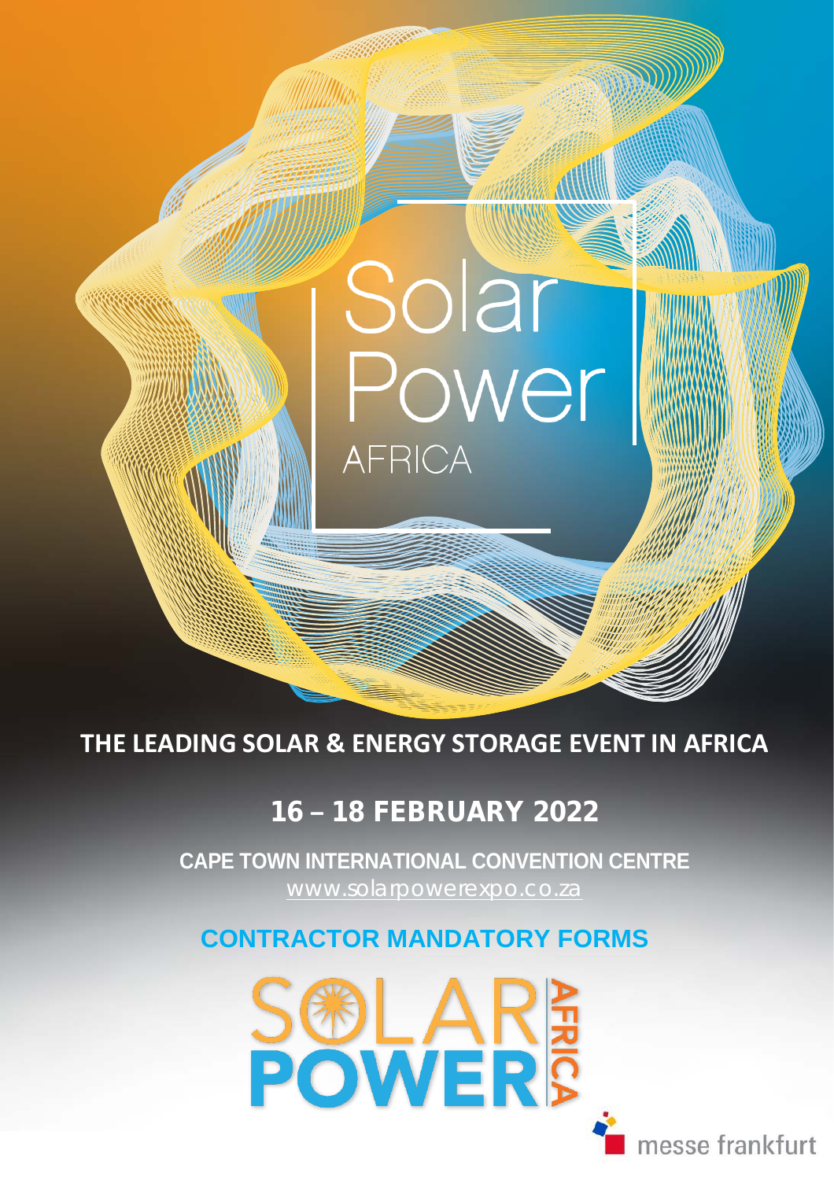# Solar Power AFRICA

**THE LEADING SOLAR & ENERGY STORAGE EVENT IN AFRICA**

## 16 – 18 FEBRUARY 2022

**CAPE TOWN INTERNATIONAL CONVENTION CENTRE**

www.solarpowerexpo.co.za

## CONTRACTOR MANDATORY FORMS

SOLAR POWER AFRICA

messe frankfurt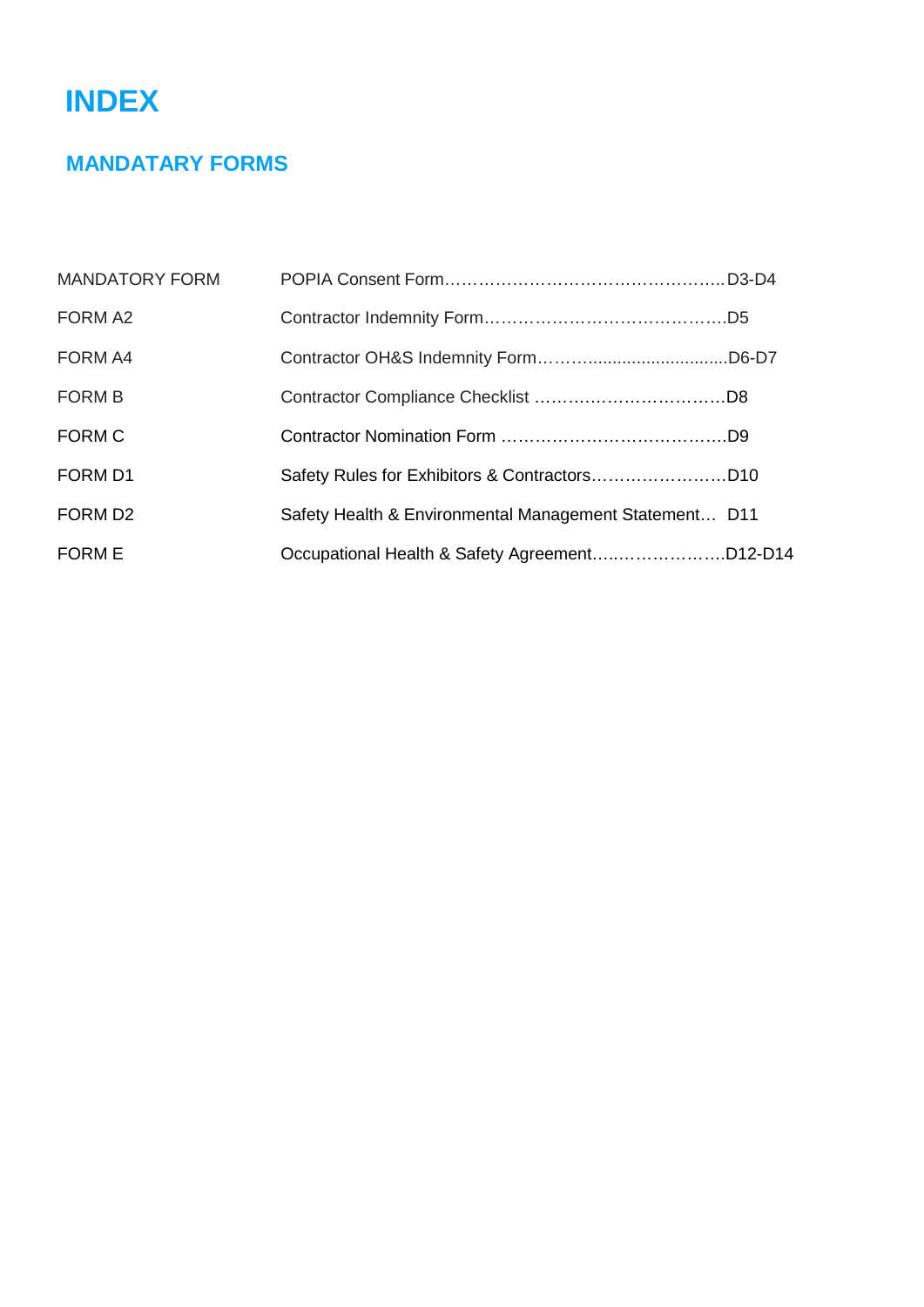# INDEX

## MANDATARY FORMS

| | |
|---|---|
| MANDATORY FORM | POPIA Consent Form……………………………………………. D3-D4 |
| FORM A2 | Contractor Indemnity Form…………………………………….D5 |
| FORM A4 | Contractor OH&S Indemnity Form……...............................D6-D7 |
| FORM B | Contractor Compliance Checklist ……………………………D8 |
| FORM C | Contractor Nomination Form …………………………………D9 |
| FORM D1 | Safety Rules for Exhibitors & Contractors……………………D10 |
| FORM D2 | Safety Health & Environmental Management Statement… D11 |
| FORM E | Occupational Health & Safety Agreement…..………………..D12-D14 |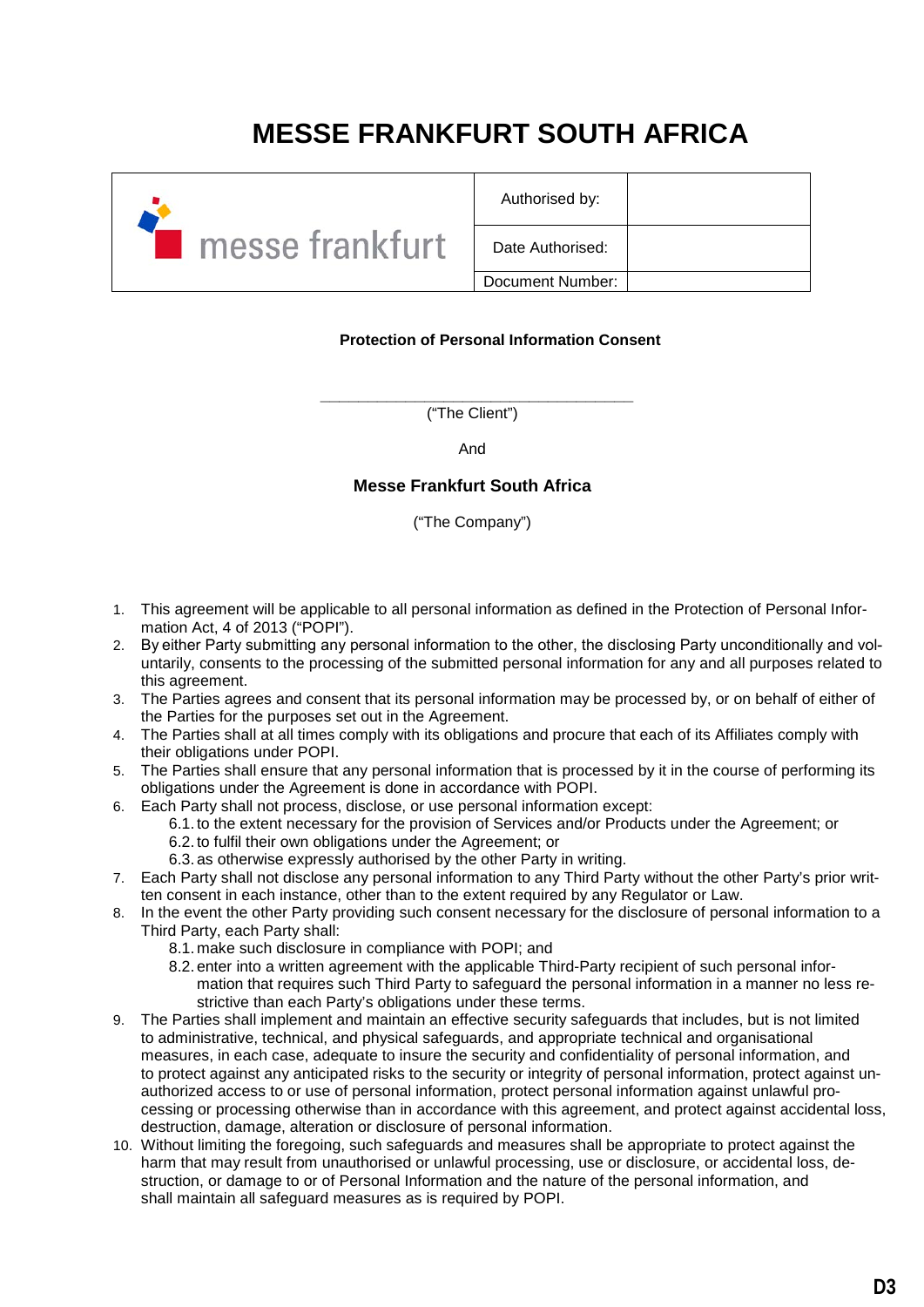# MESSE FRANKFURT SOUTH AFRICA

| messe frankfurt | Authorised by: | |
|---|---|---|
| | Date Authorised: | |
| | Document Number: | |

**Protection of Personal Information Consent**

\_\_\_\_\_\_\_\_\_\_\_\_\_\_\_\_\_\_\_\_\_\_\_\_\_\_\_\_\_\_\_\_\_\_\_\_\_\_

("The Client")

And

**Messe Frankfurt South Africa**

("The Company")

1. This agreement will be applicable to all personal information as defined in the Protection of Personal Information Act, 4 of 2013 ("POPI").
2. By either Party submitting any personal information to the other, the disclosing Party unconditionally and voluntarily, consents to the processing of the submitted personal information for any and all purposes related to this agreement.
3. The Parties agrees and consent that its personal information may be processed by, or on behalf of either of the Parties for the purposes set out in the Agreement.
4. The Parties shall at all times comply with its obligations and procure that each of its Affiliates comply with their obligations under POPI.
5. The Parties shall ensure that any personal information that is processed by it in the course of performing its obligations under the Agreement is done in accordance with POPI.
6. Each Party shall not process, disclose, or use personal information except:
   6.1. to the extent necessary for the provision of Services and/or Products under the Agreement; or
   6.2. to fulfil their own obligations under the Agreement; or
   6.3. as otherwise expressly authorised by the other Party in writing.
7. Each Party shall not disclose any personal information to any Third Party without the other Party's prior written consent in each instance, other than to the extent required by any Regulator or Law.
8. In the event the other Party providing such consent necessary for the disclosure of personal information to a Third Party, each Party shall:
   8.1. make such disclosure in compliance with POPI; and
   8.2. enter into a written agreement with the applicable Third-Party recipient of such personal information that requires such Third Party to safeguard the personal information in a manner no less restrictive than each Party's obligations under these terms.
9. The Parties shall implement and maintain an effective security safeguards that includes, but is not limited to administrative, technical, and physical safeguards, and appropriate technical and organisational measures, in each case, adequate to insure the security and confidentiality of personal information, and to protect against any anticipated risks to the security or integrity of personal information, protect against unauthorized access to or use of personal information, protect personal information against unlawful processing or processing otherwise than in accordance with this agreement, and protect against accidental loss, destruction, damage, alteration or disclosure of personal information.
10. Without limiting the foregoing, such safeguards and measures shall be appropriate to protect against the harm that may result from unauthorised or unlawful processing, use or disclosure, or accidental loss, destruction, or damage to or of Personal Information and the nature of the personal information, and shall maintain all safeguard measures as is required by POPI.

D3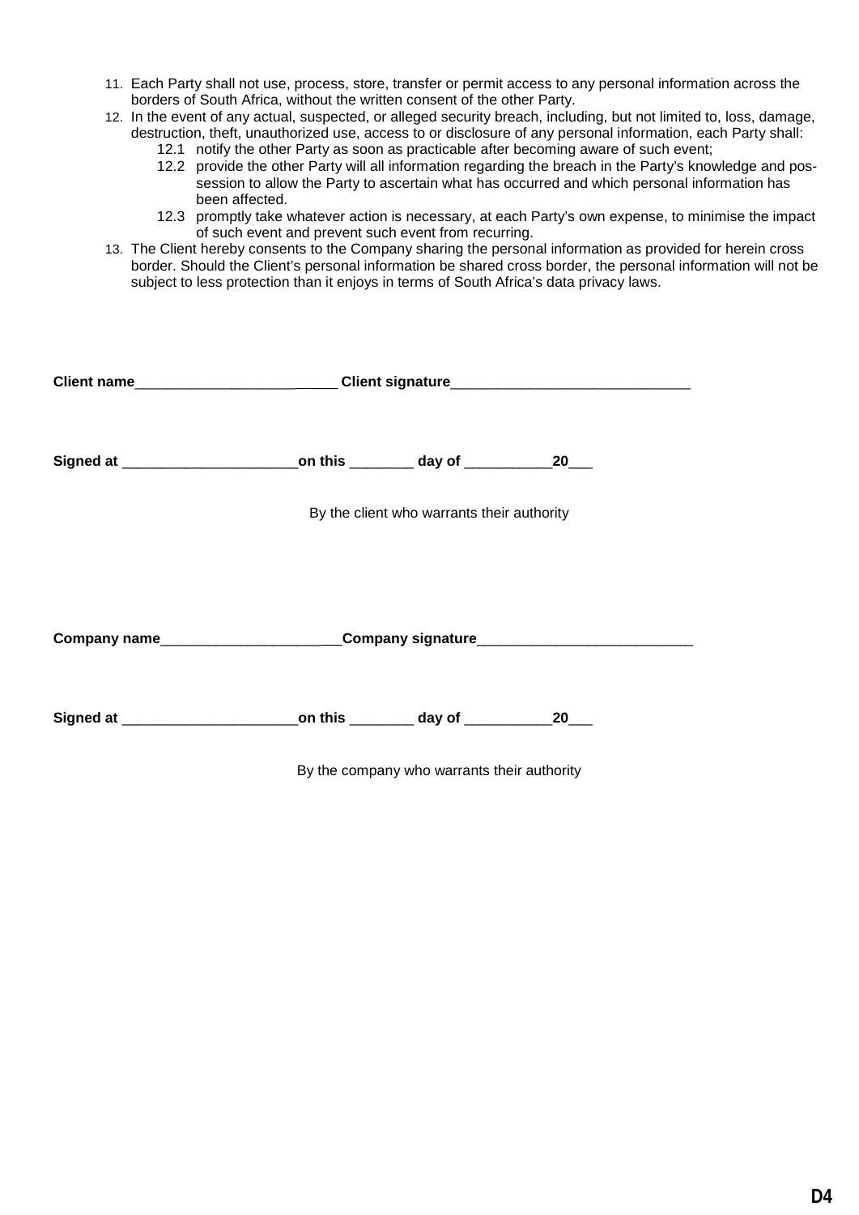11. Each Party shall not use, process, store, transfer or permit access to any personal information across the borders of South Africa, without the written consent of the other Party.
12. In the event of any actual, suspected, or alleged security breach, including, but not limited to, loss, damage, destruction, theft, unauthorized use, access to or disclosure of any personal information, each Party shall:
    12.1 notify the other Party as soon as practicable after becoming aware of such event;
    12.2 provide the other Party will all information regarding the breach in the Party's knowledge and possession to allow the Party to ascertain what has occurred and which personal information has been affected.
    12.3 promptly take whatever action is necessary, at each Party's own expense, to minimise the impact of such event and prevent such event from recurring.
13. The Client hereby consents to the Company sharing the personal information as provided for herein cross border. Should the Client's personal information be shared cross border, the personal information will not be subject to less protection than it enjoys in terms of South Africa's data privacy laws.

**Client name**___________________________ **Client signature**______________________________

**Signed at** ______________________**on this** ________ **day of** ___________**20**___

By the client who warrants their authority

**Company name**________________________**Company signature**___________________________

**Signed at** ______________________**on this** ________ **day of** ___________**20**___

By the company who warrants their authority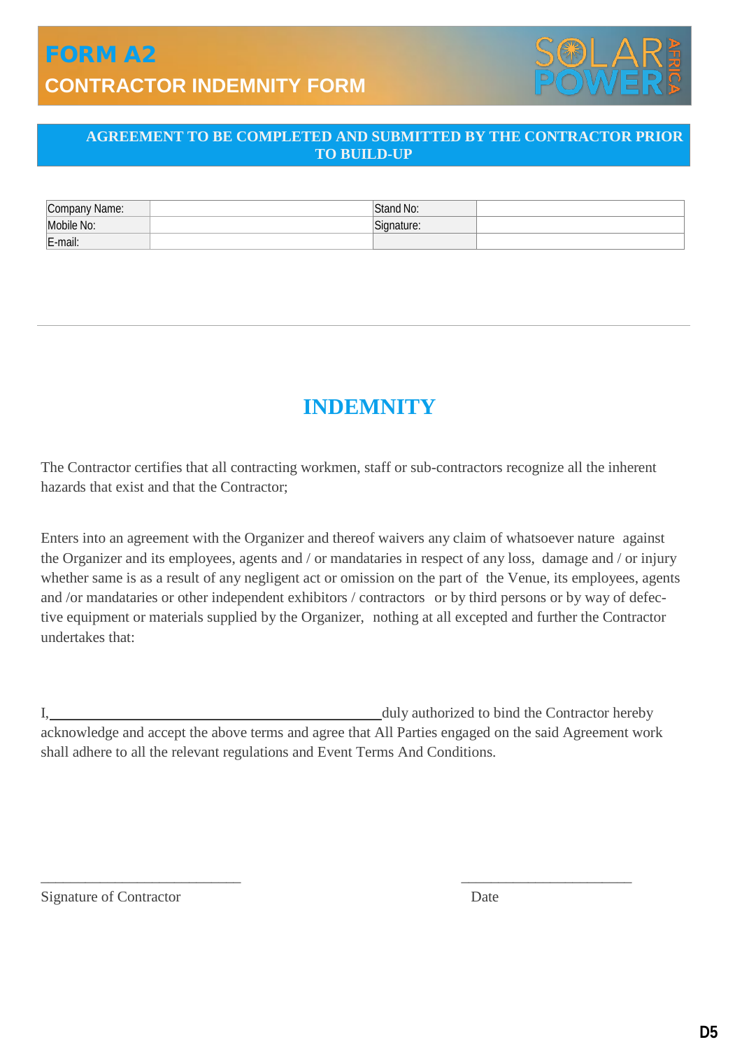# FORM A2

## CONTRACTOR INDEMNITY FORM

**AGREEMENT TO BE COMPLETED AND SUBMITTED BY THE CONTRACTOR PRIOR TO BUILD-UP**

| Company Name: | | Stand No: | |
|---|---|---|---|
| Mobile No: | | Signature: | |
| E-mail: | | | |

---

## INDEMNITY

The Contractor certifies that all contracting workmen, staff or sub-contractors recognize all the inherent hazards that exist and that the Contractor;

Enters into an agreement with the Organizer and thereof waivers any claim of whatsoever nature against the Organizer and its employees, agents and / or mandataries in respect of any loss, damage and / or injury whether same is as a result of any negligent act or omission on the part of the Venue, its employees, agents and /or mandataries or other independent exhibitors / contractors or by third persons or by way of defective equipment or materials supplied by the Organizer, nothing at all excepted and further the Contractor undertakes that:

I,\_\_\_\_\_\_\_\_\_\_\_\_\_\_\_\_\_\_\_\_\_\_\_\_\_\_\_\_\_\_\_\_\_\_\_\_\_\_\_\_duly authorized to bind the Contractor hereby acknowledge and accept the above terms and agree that All Parties engaged on the said Agreement work shall adhere to all the relevant regulations and Event Terms And Conditions.

\_\_\_\_\_\_\_\_\_\_\_\_\_\_\_\_\_\_\_\_\_\_\_\_\_\_\_\_ &nbsp;&nbsp;&nbsp;&nbsp; \_\_\_\_\_\_\_\_\_\_\_\_\_\_\_\_\_\_\_\_\_\_\_\_

Signature of Contractor &nbsp;&nbsp;&nbsp;&nbsp; Date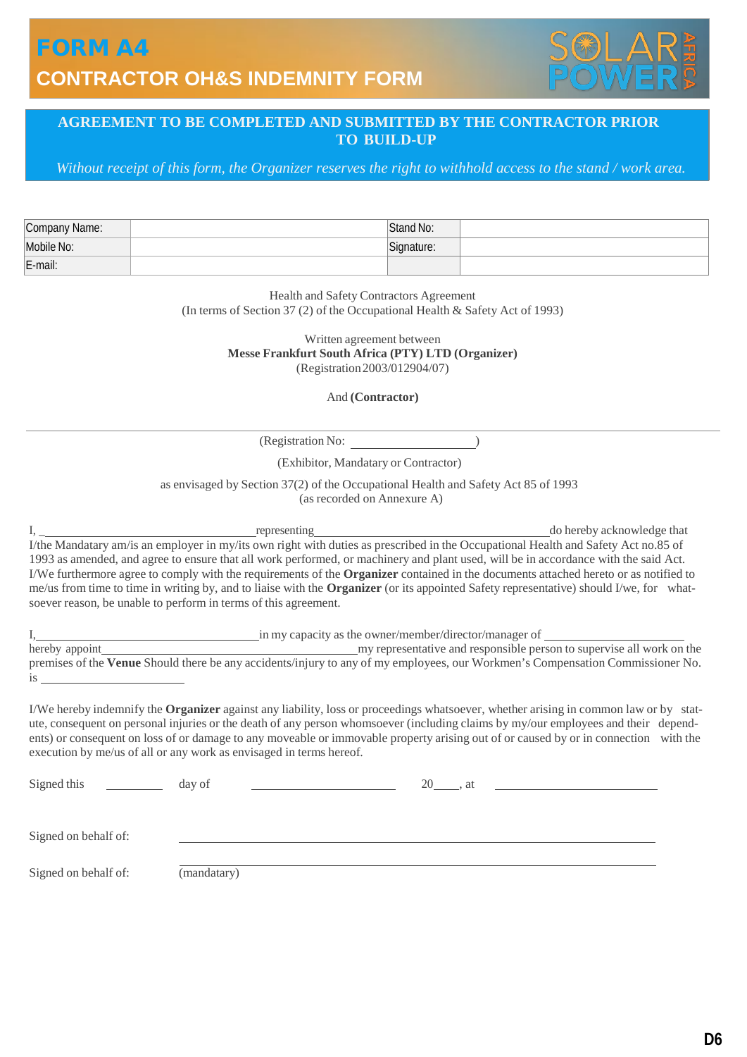# FORM A4

## CONTRACTOR OH&S INDEMNITY FORM

**AGREEMENT TO BE COMPLETED AND SUBMITTED BY THE CONTRACTOR PRIOR TO BUILD-UP**

*Without receipt of this form, the Organizer reserves the right to withhold access to the stand / work area.*

| Company Name: | | Stand No: | |
|---|---|---|---|
| Mobile No: | | Signature: | |
| E-mail: | | | |

Health and Safety Contractors Agreement
(In terms of Section 37 (2) of the Occupational Health & Safety Act of 1993)

Written agreement between
**Messe Frankfurt South Africa (PTY) LTD (Organizer)**
(Registration 2003/012904/07)

And **(Contractor)**

---

(Registration No: ____________________)

(Exhibitor, Mandatary or Contractor)

as envisaged by Section 37(2) of the Occupational Health and Safety Act 85 of 1993
(as recorded on Annexure A)

I, ______________________________ representing ______________________________ do hereby acknowledge that I/the Mandatary am/is an employer in my/its own right with duties as prescribed in the Occupational Health and Safety Act no.85 of 1993 as amended, and agree to ensure that all work performed, or machinery and plant used, will be in accordance with the said Act. I/We furthermore agree to comply with the requirements of the **Organizer** contained in the documents attached hereto or as notified to me/us from time to time in writing by, and to liaise with the **Organizer** (or its appointed Safety representative) should I/we, for whatsoever reason, be unable to perform in terms of this agreement.

I, ______________________________ in my capacity as the owner/member/director/manager of ____________________ hereby appoint ______________________________ my representative and responsible person to supervise all work on the premises of the **Venue** Should there be any accidents/injury to any of my employees, our Workmen's Compensation Commissioner No. is ____________________

I/We hereby indemnify the **Organizer** against any liability, loss or proceedings whatsoever, whether arising in common law or by statute, consequent on personal injuries or the death of any person whomsoever (including claims by my/our employees and their dependents) or consequent on loss of or damage to any moveable or immovable property arising out of or caused by or in connection with the execution by me/us of all or any work as envisaged in terms hereof.

Signed this __________ day of ____________________ 20____, at ____________________

Signed on behalf of: ________________________________________

Signed on behalf of: ________________________________________
(mandatary)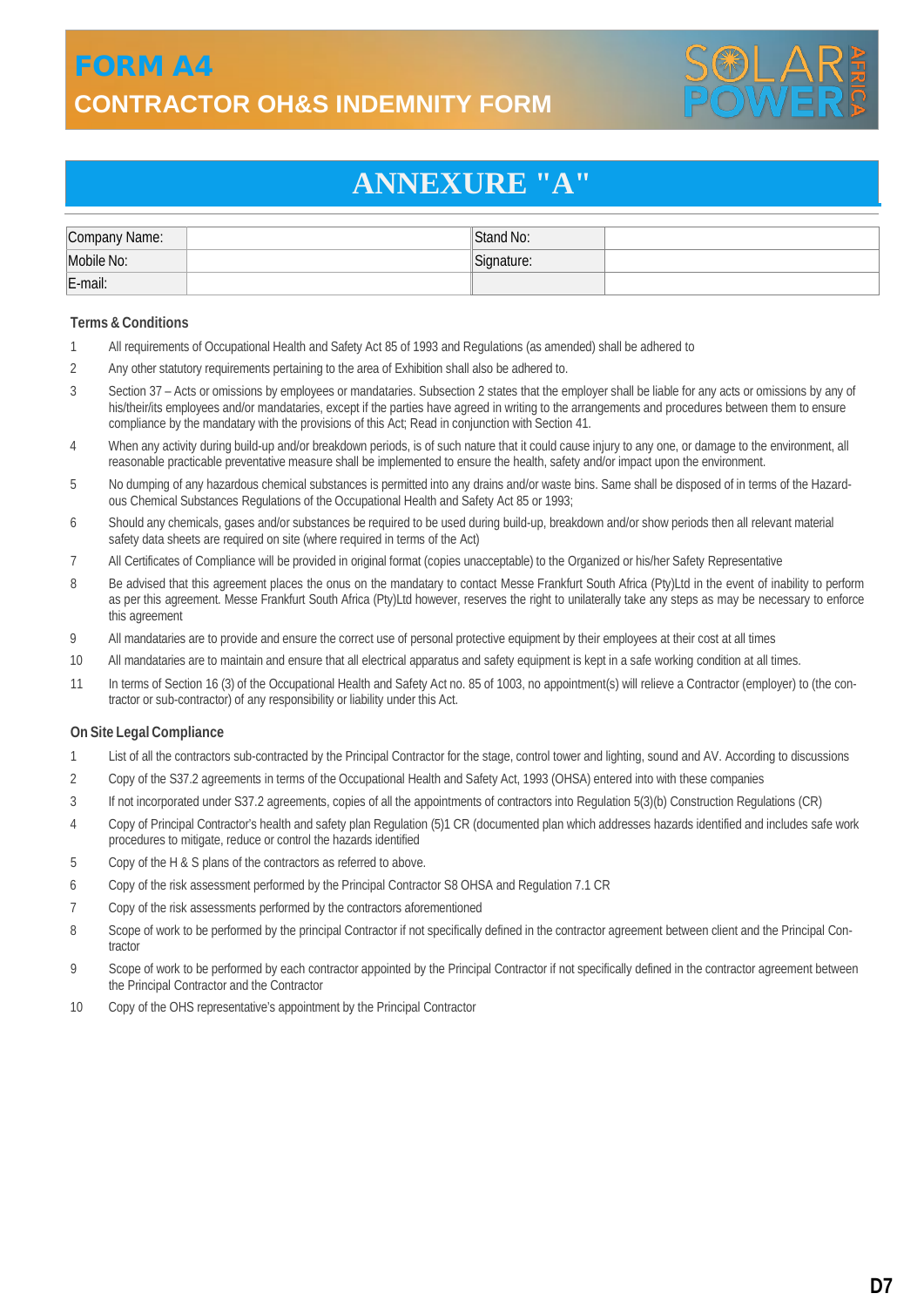# FORM A4

## CONTRACTOR OH&S INDEMNITY FORM

# ANNEXURE "A"

| Company Name: | | Stand No: | |
|---|---|---|---|
| Mobile No: | | Signature: | |
| E-mail: | | | |

### Terms & Conditions

1. All requirements of Occupational Health and Safety Act 85 of 1993 and Regulations (as amended) shall be adhered to
2. Any other statutory requirements pertaining to the area of Exhibition shall also be adhered to.
3. Section 37 – Acts or omissions by employees or mandataries. Subsection 2 states that the employer shall be liable for any acts or omissions by any of his/their/its employees and/or mandataries, except if the parties have agreed in writing to the arrangements and procedures between them to ensure compliance by the mandatary with the provisions of this Act; Read in conjunction with Section 41.
4. When any activity during build-up and/or breakdown periods, is of such nature that it could cause injury to any one, or damage to the environment, all reasonable practicable preventative measure shall be implemented to ensure the health, safety and/or impact upon the environment.
5. No dumping of any hazardous chemical substances is permitted into any drains and/or waste bins. Same shall be disposed of in terms of the Hazardous Chemical Substances Regulations of the Occupational Health and Safety Act 85 or 1993;
6. Should any chemicals, gases and/or substances be required to be used during build-up, breakdown and/or show periods then all relevant material safety data sheets are required on site (where required in terms of the Act)
7. All Certificates of Compliance will be provided in original format (copies unacceptable) to the Organized or his/her Safety Representative
8. Be advised that this agreement places the onus on the mandatary to contact Messe Frankfurt South Africa (Pty)Ltd in the event of inability to perform as per this agreement. Messe Frankfurt South Africa (Pty)Ltd however, reserves the right to unilaterally take any steps as may be necessary to enforce this agreement
9. All mandataries are to provide and ensure the correct use of personal protective equipment by their employees at their cost at all times
10. All mandataries are to maintain and ensure that all electrical apparatus and safety equipment is kept in a safe working condition at all times.
11. In terms of Section 16 (3) of the Occupational Health and Safety Act no. 85 of 1003, no appointment(s) will relieve a Contractor (employer) to (the contractor or sub-contractor) of any responsibility or liability under this Act.

### On Site Legal Compliance

1. List of all the contractors sub-contracted by the Principal Contractor for the stage, control tower and lighting, sound and AV. According to discussions
2. Copy of the S37.2 agreements in terms of the Occupational Health and Safety Act, 1993 (OHSA) entered into with these companies
3. If not incorporated under S37.2 agreements, copies of all the appointments of contractors into Regulation 5(3)(b) Construction Regulations (CR)
4. Copy of Principal Contractor's health and safety plan Regulation (5)1 CR (documented plan which addresses hazards identified and includes safe work procedures to mitigate, reduce or control the hazards identified
5. Copy of the H & S plans of the contractors as referred to above.
6. Copy of the risk assessment performed by the Principal Contractor S8 OHSA and Regulation 7.1 CR
7. Copy of the risk assessments performed by the contractors aforementioned
8. Scope of work to be performed by the principal Contractor if not specifically defined in the contractor agreement between client and the Principal Contractor
9. Scope of work to be performed by each contractor appointed by the Principal Contractor if not specifically defined in the contractor agreement between the Principal Contractor and the Contractor
10. Copy of the OHS representative's appointment by the Principal Contractor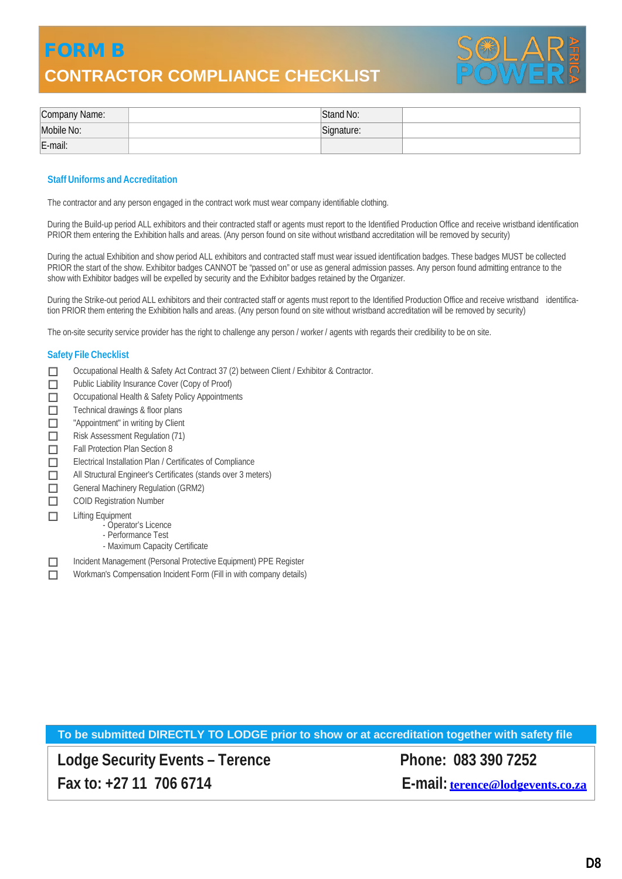# FORM B

## CONTRACTOR COMPLIANCE CHECKLIST

| Company Name: | | Stand No: | |
|---|---|---|---|
| Mobile No: | | Signature: | |
| E-mail: | | | |

### Staff Uniforms and Accreditation

The contractor and any person engaged in the contract work must wear company identifiable clothing.

During the Build-up period ALL exhibitors and their contracted staff or agents must report to the Identified Production Office and receive wristband identification PRIOR them entering the Exhibition halls and areas. (Any person found on site without wristband accreditation will be removed by security)

During the actual Exhibition and show period ALL exhibitors and contracted staff must wear issued identification badges. These badges MUST be collected PRIOR the start of the show. Exhibitor badges CANNOT be "passed on" or use as general admission passes. Any person found admitting entrance to the show with Exhibitor badges will be expelled by security and the Exhibitor badges retained by the Organizer.

During the Strike-out period ALL exhibitors and their contracted staff or agents must report to the Identified Production Office and receive wristband identification PRIOR them entering the Exhibition halls and areas. (Any person found on site without wristband accreditation will be removed by security)

The on-site security service provider has the right to challenge any person / worker / agents with regards their credibility to be on site.

### Safety File Checklist

- ☐ Occupational Health & Safety Act Contract 37 (2) between Client / Exhibitor & Contractor.
- ☐ Public Liability Insurance Cover (Copy of Proof)
- ☐ Occupational Health & Safety Policy Appointments
- ☐ Technical drawings & floor plans
- ☐ "Appointment" in writing by Client
- ☐ Risk Assessment Regulation (71)
- ☐ Fall Protection Plan Section 8
- ☐ Electrical Installation Plan / Certificates of Compliance
- ☐ All Structural Engineer's Certificates (stands over 3 meters)
- ☐ General Machinery Regulation (GRM2)
- ☐ COID Registration Number
- ☐ Lifting Equipment
  - Operator's Licence
  - Performance Test
  - Maximum Capacity Certificate
- ☐ Incident Management (Personal Protective Equipment) PPE Register
- ☐ Workman's Compensation Incident Form (Fill in with company details)

**To be submitted DIRECTLY TO LODGE prior to show or at accreditation together with safety file**

| Lodge Security Events – Terence | Phone: 083 390 7252 |
|---|---|
| Fax to: +27 11 706 6714 | E-mail: terence@lodgevents.co.za |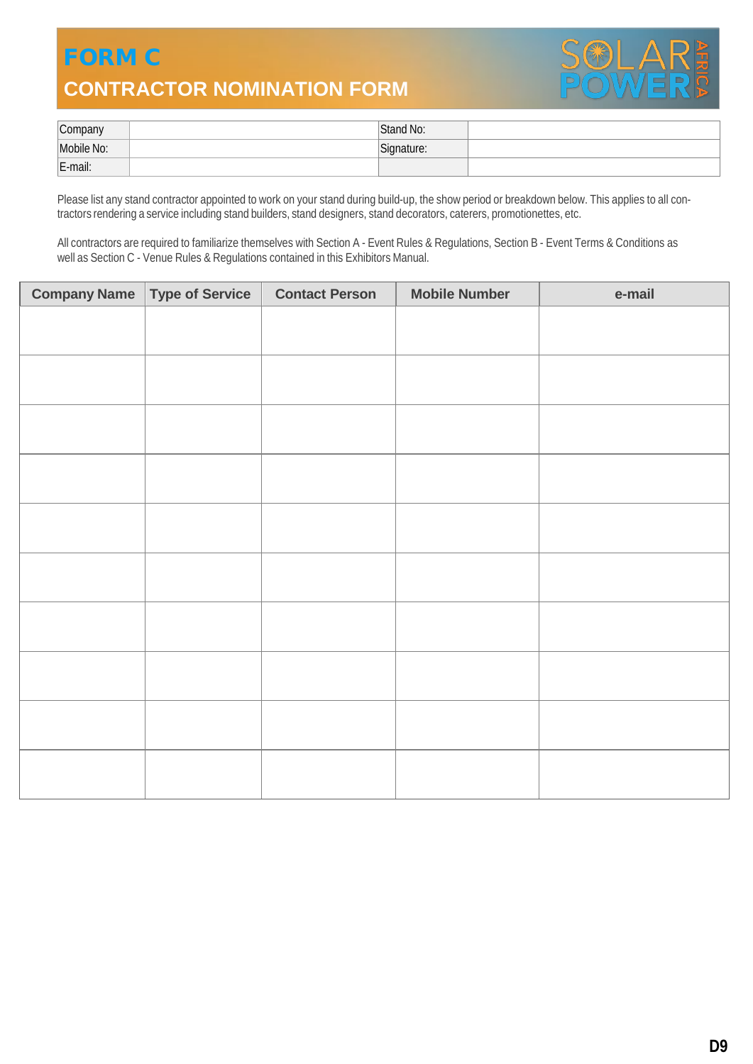# FORM C

## CONTRACTOR NOMINATION FORM

| Company | | Stand No: | |
|---|---|---|---|
| Mobile No: | | Signature: | |
| E-mail: | | | |

Please list any stand contractor appointed to work on your stand during build-up, the show period or breakdown below. This applies to all contractors rendering a service including stand builders, stand designers, stand decorators, caterers, promotionettes, etc.

All contractors are required to familiarize themselves with Section A - Event Rules & Regulations, Section B - Event Terms & Conditions as well as Section C - Venue Rules & Regulations contained in this Exhibitors Manual.

| Company Name | Type of Service | Contact Person | Mobile Number | e-mail |
|---|---|---|---|---|
| | | | | |
| | | | | |
| | | | | |
| | | | | |
| | | | | |
| | | | | |
| | | | | |
| | | | | |
| | | | | |
| | | | | |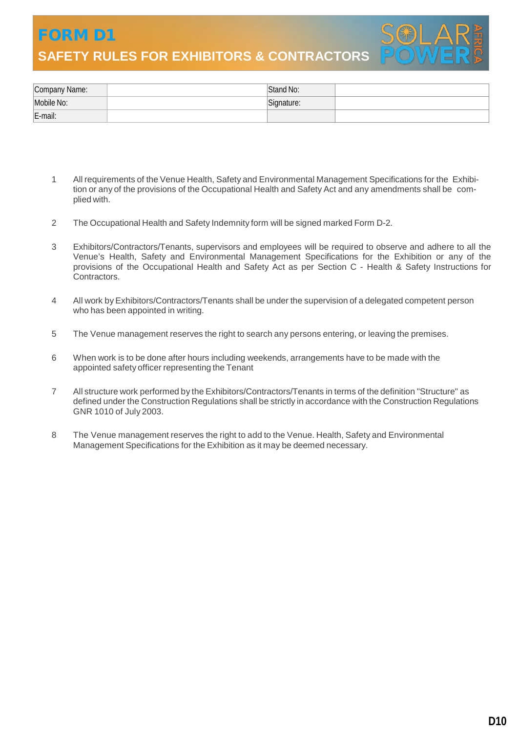# FORM D1

## SAFETY RULES FOR EXHIBITORS & CONTRACTORS

| Company Name: | | Stand No: | |
|---|---|---|---|
| Mobile No: | | Signature: | |
| E-mail: | | | |

1. All requirements of the Venue Health, Safety and Environmental Management Specifications for the Exhibition or any of the provisions of the Occupational Health and Safety Act and any amendments shall be complied with.

2. The Occupational Health and Safety Indemnity form will be signed marked Form D-2.

3. Exhibitors/Contractors/Tenants, supervisors and employees will be required to observe and adhere to all the Venue's Health, Safety and Environmental Management Specifications for the Exhibition or any of the provisions of the Occupational Health and Safety Act as per Section C - Health & Safety Instructions for Contractors.

4. All work by Exhibitors/Contractors/Tenants shall be under the supervision of a delegated competent person who has been appointed in writing.

5. The Venue management reserves the right to search any persons entering, or leaving the premises.

6. When work is to be done after hours including weekends, arrangements have to be made with the appointed safety officer representing the Tenant

7. All structure work performed by the Exhibitors/Contractors/Tenants in terms of the definition "Structure" as defined under the Construction Regulations shall be strictly in accordance with the Construction Regulations GNR 1010 of July 2003.

8. The Venue management reserves the right to add to the Venue. Health, Safety and Environmental Management Specifications for the Exhibition as it may be deemed necessary.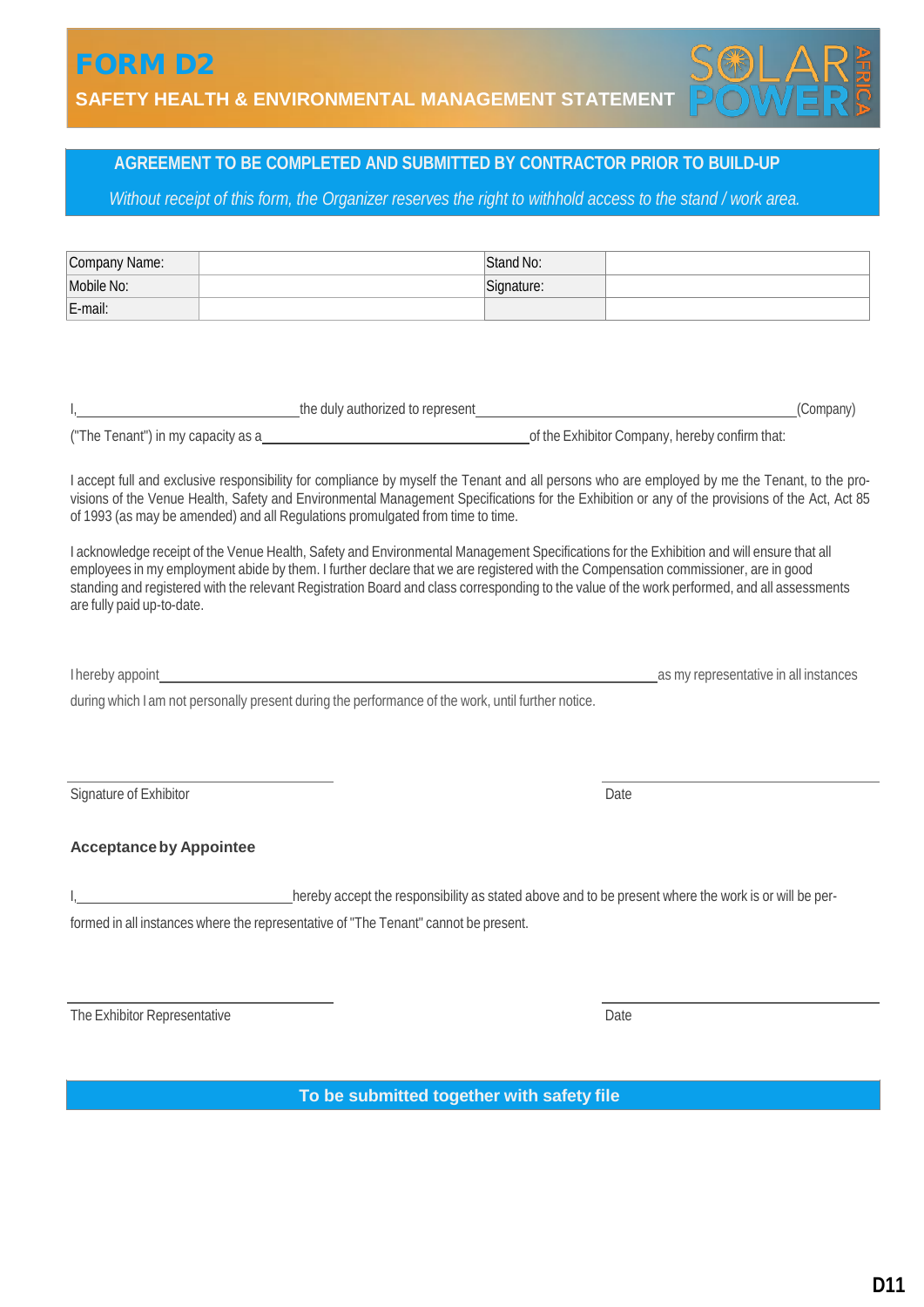# FORM D2

## SAFETY HEALTH & ENVIRONMENTAL MANAGEMENT STATEMENT

SOLAR POWER AFRICA

**AGREEMENT TO BE COMPLETED AND SUBMITTED BY CONTRACTOR PRIOR TO BUILD-UP**

*Without receipt of this form, the Organizer reserves the right to withhold access to the stand / work area.*

| Company Name: | | Stand No: | |
|---|---|---|---|
| Mobile No: | | Signature: | |
| E-mail: | | | |

I,\_\_\_\_\_\_\_\_\_\_\_\_\_\_\_\_\_\_\_\_\_\_\_\_\_\_\_\_ the duly authorized to represent \_\_\_\_\_\_\_\_\_\_\_\_\_\_\_\_\_\_\_\_\_\_\_\_\_\_\_\_\_\_\_\_\_\_\_\_\_\_\_\_(Company) ("The Tenant") in my capacity as a \_\_\_\_\_\_\_\_\_\_\_\_\_\_\_\_\_\_\_\_\_\_\_\_\_\_\_\_\_\_\_\_\_\_ of the Exhibitor Company, hereby confirm that:

I accept full and exclusive responsibility for compliance by myself the Tenant and all persons who are employed by me the Tenant, to the provisions of the Venue Health, Safety and Environmental Management Specifications for the Exhibition or any of the provisions of the Act, Act 85 of 1993 (as may be amended) and all Regulations promulgated from time to time.

I acknowledge receipt of the Venue Health, Safety and Environmental Management Specifications for the Exhibition and will ensure that all employees in my employment abide by them. I further declare that we are registered with the Compensation commissioner, are in good standing and registered with the relevant Registration Board and class corresponding to the value of the work performed, and all assessments are fully paid up-to-date.

I hereby appoint\_\_\_\_\_\_\_\_\_\_\_\_\_\_\_\_\_\_\_\_\_\_\_\_\_\_\_\_\_\_\_\_\_\_\_\_\_\_\_\_\_\_\_\_\_\_\_\_\_\_\_\_\_\_\_\_\_\_\_\_ as my representative in all instances during which I am not personally present during the performance of the work, until further notice.

\_\_\_\_\_\_\_\_\_\_\_\_\_\_\_\_\_\_\_\_\_\_\_\_\_\_\_\_\_\_\_\_
Signature of Exhibitor

\_\_\_\_\_\_\_\_\_\_\_\_\_\_\_\_\_\_\_\_\_\_\_\_\_\_\_\_\_\_\_\_
Date

**Acceptance by Appointee**

I,\_\_\_\_\_\_\_\_\_\_\_\_\_\_\_\_\_\_\_\_\_\_\_\_\_\_\_\_ hereby accept the responsibility as stated above and to be present where the work is or will be performed in all instances where the representative of "The Tenant" cannot be present.

\_\_\_\_\_\_\_\_\_\_\_\_\_\_\_\_\_\_\_\_\_\_\_\_\_\_\_\_\_\_\_\_
The Exhibitor Representative

\_\_\_\_\_\_\_\_\_\_\_\_\_\_\_\_\_\_\_\_\_\_\_\_\_\_\_\_\_\_\_\_
Date

**To be submitted together with safety file**

D11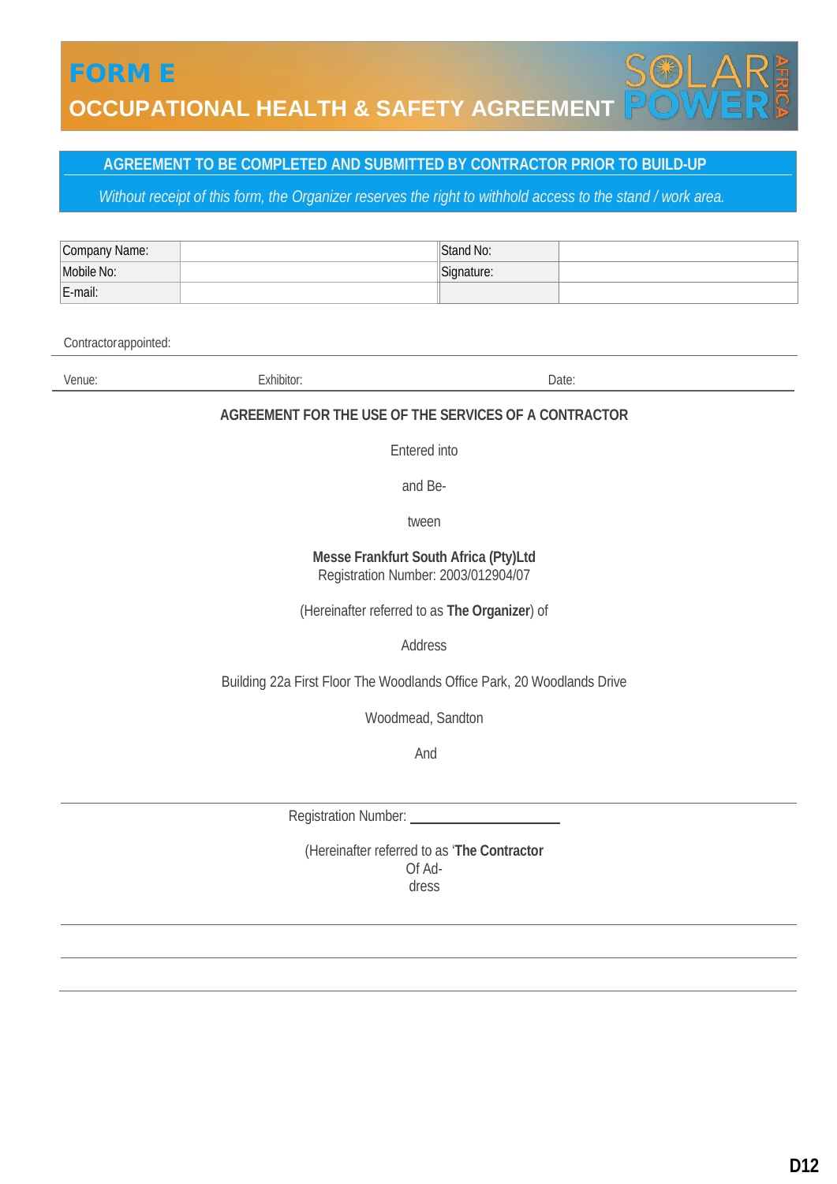# FORM E

## OCCUPATIONAL HEALTH & SAFETY AGREEMENT

**AGREEMENT TO BE COMPLETED AND SUBMITTED BY CONTRACTOR PRIOR TO BUILD-UP**

*Without receipt of this form, the Organizer reserves the right to withhold access to the stand / work area.*

| Company Name: | | Stand No: | |
|---|---|---|---|
| Mobile No: | | Signature: | |
| E-mail: | | | |

Contractorappointed:

Venue: Exhibitor: Date:

**AGREEMENT FOR THE USE OF THE SERVICES OF A CONTRACTOR**

Entered into

and Be-

tween

**Messe Frankfurt South Africa (Pty)Ltd**
Registration Number: 2003/012904/07

(Hereinafter referred to as **The Organizer**) of

Address

Building 22a First Floor The Woodlands Office Park, 20 Woodlands Drive

Woodmead, Sandton

And

Registration Number: ____________________

(Hereinafter referred to as '**The Contractor**
Of Ad-
dress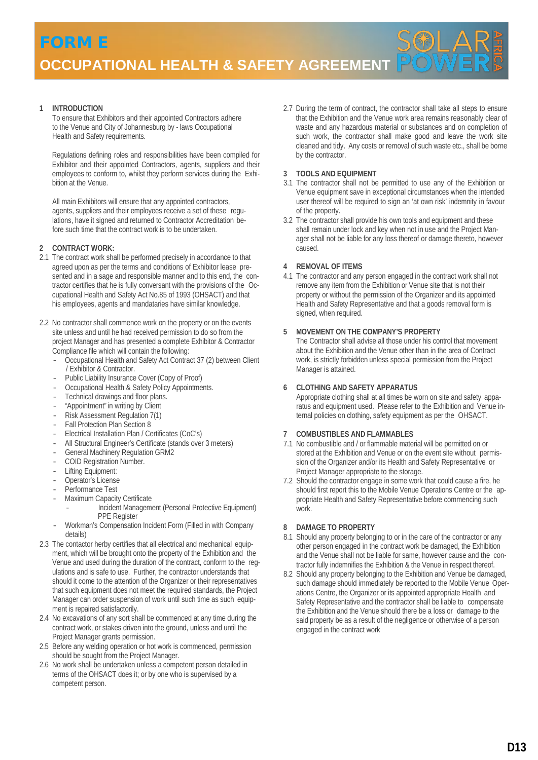# FORM E

# OCCUPATIONAL HEALTH & SAFETY AGREEMENT

## 1 INTRODUCTION

To ensure that Exhibitors and their appointed Contractors adhere to the Venue and City of Johannesburg by - laws Occupational Health and Safety requirements.

Regulations defining roles and responsibilities have been compiled for Exhibitor and their appointed Contractors, agents, suppliers and their employees to conform to, whilst they perform services during the Exhibition at the Venue.

All main Exhibitors will ensure that any appointed contractors, agents, suppliers and their employees receive a set of these regulations, have it signed and returned to Contractor Accreditation before such time that the contract work is to be undertaken.

## 2 CONTRACT WORK:

2.1 The contract work shall be performed precisely in accordance to that agreed upon as per the terms and conditions of Exhibitor lease presented and in a sage and responsible manner and to this end, the contractor certifies that he is fully conversant with the provisions of the Occupational Health and Safety Act No.85 of 1993 (OHSACT) and that his employees, agents and mandataries have similar knowledge.

2.2 No contractor shall commence work on the property or on the events site unless and until he had received permission to do so from the project Manager and has presented a complete Exhibitor & Contractor Compliance file which will contain the following:

- Occupational Health and Safety Act Contract 37 (2) between Client / Exhibitor & Contractor.
- Public Liability Insurance Cover (Copy of Proof)
- Occupational Health & Safety Policy Appointments.
- Technical drawings and floor plans.
- "Appointment" in writing by Client
- Risk Assessment Regulation 7(1)
- Fall Protection Plan Section 8
- Electrical Installation Plan / Certificates (CoC's)
- All Structural Engineer's Certificate (stands over 3 meters)
- General Machinery Regulation GRM2
- COID Registration Number.
- Lifting Equipment:
- Operator's License
- Performance Test
- Maximum Capacity Certificate
    - Incident Management (Personal Protective Equipment) PPE Register
- Workman's Compensation Incident Form (Filled in with Company details)

2.3 The contactor herby certifies that all electrical and mechanical equipment, which will be brought onto the property of the Exhibition and the Venue and used during the duration of the contract, conform to the regulations and is safe to use. Further, the contractor understands that should it come to the attention of the Organizer or their representatives that such equipment does not meet the required standards, the Project Manager can order suspension of work until such time as such equipment is repaired satisfactorily.

2.4 No excavations of any sort shall be commenced at any time during the contract work, or stakes driven into the ground, unless and until the Project Manager grants permission.

2.5 Before any welding operation or hot work is commenced, permission should be sought from the Project Manager.

2.6 No work shall be undertaken unless a competent person detailed in terms of the OHSACT does it; or by one who is supervised by a competent person.

2.7 During the term of contract, the contractor shall take all steps to ensure that the Exhibition and the Venue work area remains reasonably clear of waste and any hazardous material or substances and on completion of such work, the contractor shall make good and leave the work site cleaned and tidy. Any costs or removal of such waste etc., shall be borne by the contractor.

## 3 TOOLS AND EQUIPMENT

3.1 The contractor shall not be permitted to use any of the Exhibition or Venue equipment save in exceptional circumstances when the intended user thereof will be required to sign an 'at own risk' indemnity in favour of the property.

3.2 The contractor shall provide his own tools and equipment and these shall remain under lock and key when not in use and the Project Manager shall not be liable for any loss thereof or damage thereto, however caused.

## 4 REMOVAL OF ITEMS

4.1 The contractor and any person engaged in the contract work shall not remove any item from the Exhibition or Venue site that is not their property or without the permission of the Organizer and its appointed Health and Safety Representative and that a goods removal form is signed, when required.

## 5 MOVEMENT ON THE COMPANY'S PROPERTY

The Contractor shall advise all those under his control that movement about the Exhibition and the Venue other than in the area of Contract work, is strictly forbidden unless special permission from the Project Manager is attained.

## 6 CLOTHING AND SAFETY APPARATUS

Appropriate clothing shall at all times be worn on site and safety apparatus and equipment used. Please refer to the Exhibition and Venue internal policies on clothing, safety equipment as per the OHSACT.

## 7 COMBUSTIBLES AND FLAMMABLES

7.1 No combustible and / or flammable material will be permitted on or stored at the Exhibition and Venue or on the event site without permission of the Organizer and/or its Health and Safety Representative or Project Manager appropriate to the storage.

7.2 Should the contractor engage in some work that could cause a fire, he should first report this to the Mobile Venue Operations Centre or the appropriate Health and Safety Representative before commencing such work.

## 8 DAMAGE TO PROPERTY

8.1 Should any property belonging to or in the care of the contractor or any other person engaged in the contract work be damaged, the Exhibition and the Venue shall not be liable for same, however cause and the contractor fully indemnifies the Exhibition & the Venue in respect thereof.

8.2 Should any property belonging to the Exhibition and Venue be damaged, such damage should immediately be reported to the Mobile Venue Operations Centre, the Organizer or its appointed appropriate Health and Safety Representative and the contractor shall be liable to compensate the Exhibition and the Venue should there be a loss or damage to the said property be as a result of the negligence or otherwise of a person engaged in the contract work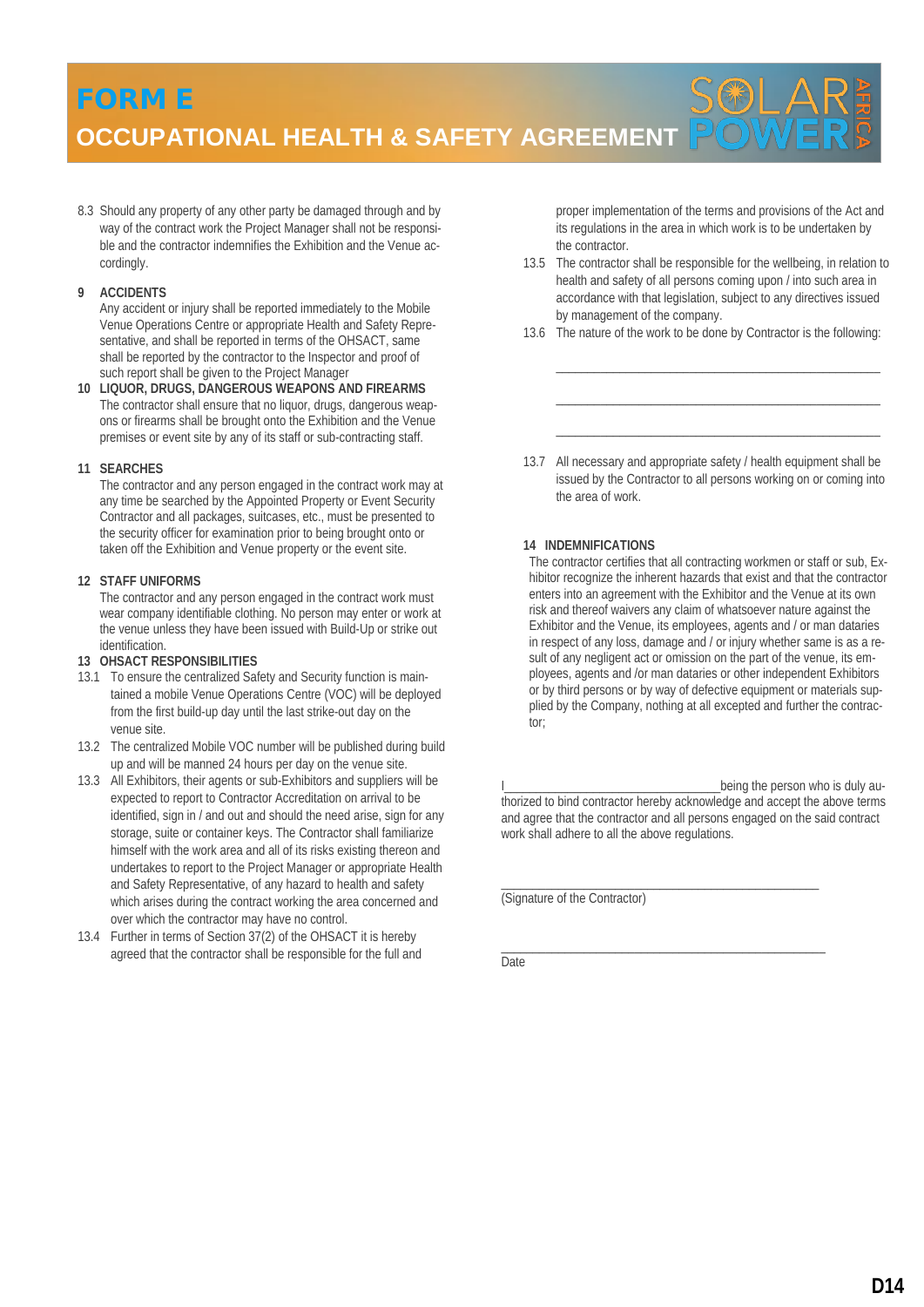# FORM E

## OCCUPATIONAL HEALTH & SAFETY AGREEMENT

8.3 Should any property of any other party be damaged through and by way of the contract work the Project Manager shall not be responsible and the contractor indemnifies the Exhibition and the Venue accordingly.

**9 ACCIDENTS**

Any accident or injury shall be reported immediately to the Mobile Venue Operations Centre or appropriate Health and Safety Representative, and shall be reported in terms of the OHSACT, same shall be reported by the contractor to the Inspector and proof of such report shall be given to the Project Manager

**10 LIQUOR, DRUGS, DANGEROUS WEAPONS AND FIREARMS**

The contractor shall ensure that no liquor, drugs, dangerous weapons or firearms shall be brought onto the Exhibition and the Venue premises or event site by any of its staff or sub-contracting staff.

**11 SEARCHES**

The contractor and any person engaged in the contract work may at any time be searched by the Appointed Property or Event Security Contractor and all packages, suitcases, etc., must be presented to the security officer for examination prior to being brought onto or taken off the Exhibition and Venue property or the event site.

**12 STAFF UNIFORMS**

The contractor and any person engaged in the contract work must wear company identifiable clothing. No person may enter or work at the venue unless they have been issued with Build-Up or strike out identification.

**13 OHSACT RESPONSIBILITIES**

13.1 To ensure the centralized Safety and Security function is maintained a mobile Venue Operations Centre (VOC) will be deployed from the first build-up day until the last strike-out day on the venue site.

13.2 The centralized Mobile VOC number will be published during build up and will be manned 24 hours per day on the venue site.

13.3 All Exhibitors, their agents or sub-Exhibitors and suppliers will be expected to report to Contractor Accreditation on arrival to be identified, sign in / and out and should the need arise, sign for any storage, suite or container keys. The Contractor shall familiarize himself with the work area and all of its risks existing thereon and undertakes to report to the Project Manager or appropriate Health and Safety Representative, of any hazard to health and safety which arises during the contract working the area concerned and over which the contractor may have no control.

13.4 Further in terms of Section 37(2) of the OHSACT it is hereby agreed that the contractor shall be responsible for the full and proper implementation of the terms and provisions of the Act and its regulations in the area in which work is to be undertaken by the contractor.

13.5 The contractor shall be responsible for the wellbeing, in relation to health and safety of all persons coming upon / into such area in accordance with that legislation, subject to any directives issued by management of the company.

13.6 The nature of the work to be done by Contractor is the following:

______________________________________________

______________________________________________

______________________________________________

13.7 All necessary and appropriate safety / health equipment shall be issued by the Contractor to all persons working on or coming into the area of work.

**14 INDEMNIFICATIONS**

The contractor certifies that all contracting workmen or staff or sub, Exhibitor recognize the inherent hazards that exist and that the contractor enters into an agreement with the Exhibitor and the Venue at its own risk and thereof waivers any claim of whatsoever nature against the Exhibitor and the Venue, its employees, agents and / or man dataries in respect of any loss, damage and / or injury whether same is as a result of any negligent act or omission on the part of the venue, its employees, agents and /or man dataries or other independent Exhibitors or by third persons or by way of defective equipment or materials supplied by the Company, nothing at all excepted and further the contractor;

I_________________________________being the person who is duly authorized to bind contractor hereby acknowledge and accept the above terms and agree that the contractor and all persons engaged on the said contract work shall adhere to all the above regulations.

______________________________________________

(Signature of the Contractor)

______________________________________________

Date